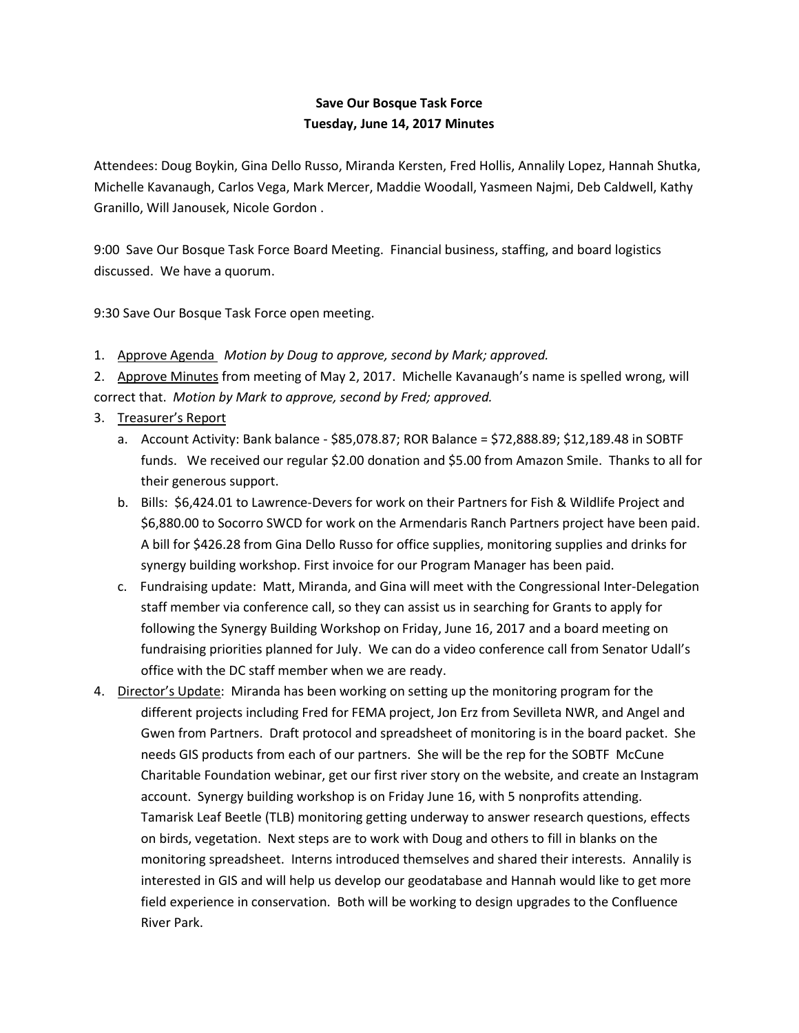**Save Our Bosque Task Force**
**Tuesday, June 14, 2017 Minutes**

Attendees: Doug Boykin, Gina Dello Russo, Miranda Kersten, Fred Hollis, Annalily Lopez, Hannah Shutka, Michelle Kavanaugh, Carlos Vega, Mark Mercer, Maddie Woodall, Yasmeen Najmi, Deb Caldwell, Kathy Granillo, Will Janousek, Nicole Gordon .

9:00 Save Our Bosque Task Force Board Meeting. Financial business, staffing, and board logistics discussed. We have a quorum.

9:30 Save Our Bosque Task Force open meeting.

1. Approve Agenda *Motion by Doug to approve, second by Mark; approved.*
2. Approve Minutes from meeting of May 2, 2017. Michelle Kavanaugh's name is spelled wrong, will correct that. *Motion by Mark to approve, second by Fred; approved.*
3. Treasurer's Report
   a. Account Activity: Bank balance - $85,078.87; ROR Balance = $72,888.89; $12,189.48 in SOBTF funds. We received our regular $2.00 donation and $5.00 from Amazon Smile. Thanks to all for their generous support.
   b. Bills: $6,424.01 to Lawrence-Devers for work on their Partners for Fish & Wildlife Project and $6,880.00 to Socorro SWCD for work on the Armendaris Ranch Partners project have been paid. A bill for $426.28 from Gina Dello Russo for office supplies, monitoring supplies and drinks for synergy building workshop. First invoice for our Program Manager has been paid.
   c. Fundraising update: Matt, Miranda, and Gina will meet with the Congressional Inter-Delegation staff member via conference call, so they can assist us in searching for Grants to apply for following the Synergy Building Workshop on Friday, June 16, 2017 and a board meeting on fundraising priorities planned for July. We can do a video conference call from Senator Udall's office with the DC staff member when we are ready.
4. Director's Update: Miranda has been working on setting up the monitoring program for the different projects including Fred for FEMA project, Jon Erz from Sevilleta NWR, and Angel and Gwen from Partners. Draft protocol and spreadsheet of monitoring is in the board packet. She needs GIS products from each of our partners. She will be the rep for the SOBTF McCune Charitable Foundation webinar, get our first river story on the website, and create an Instagram account. Synergy building workshop is on Friday June 16, with 5 nonprofits attending. Tamarisk Leaf Beetle (TLB) monitoring getting underway to answer research questions, effects on birds, vegetation. Next steps are to work with Doug and others to fill in blanks on the monitoring spreadsheet. Interns introduced themselves and shared their interests. Annalily is interested in GIS and will help us develop our geodatabase and Hannah would like to get more field experience in conservation. Both will be working to design upgrades to the Confluence River Park.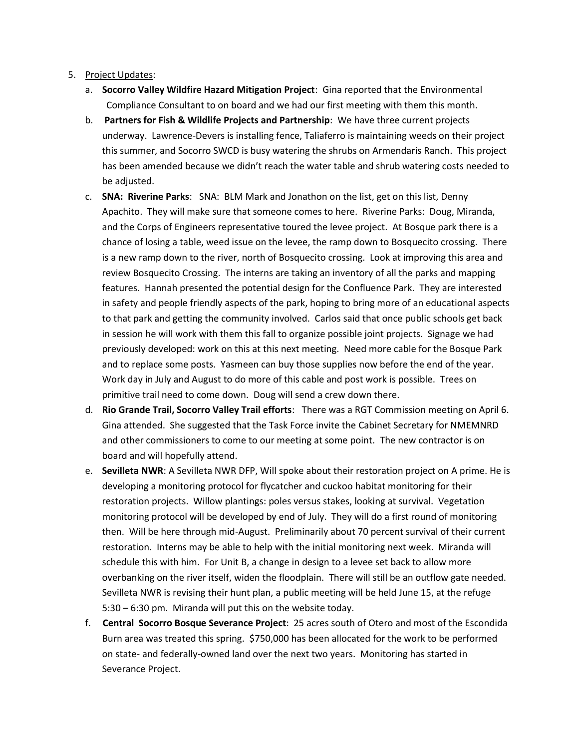5. Project Updates:
   a. **Socorro Valley Wildfire Hazard Mitigation Project**: Gina reported that the Environmental Compliance Consultant to on board and we had our first meeting with them this month.
   b. **Partners for Fish & Wildlife Projects and Partnership**: We have three current projects underway. Lawrence-Devers is installing fence, Taliaferro is maintaining weeds on their project this summer, and Socorro SWCD is busy watering the shrubs on Armendaris Ranch. This project has been amended because we didn't reach the water table and shrub watering costs needed to be adjusted.
   c. **SNA: Riverine Parks**: SNA: BLM Mark and Jonathon on the list, get on this list, Denny Apachito. They will make sure that someone comes to here. Riverine Parks: Doug, Miranda, and the Corps of Engineers representative toured the levee project. At Bosque park there is a chance of losing a table, weed issue on the levee, the ramp down to Bosquecito crossing. There is a new ramp down to the river, north of Bosquecito crossing. Look at improving this area and review Bosquecito Crossing. The interns are taking an inventory of all the parks and mapping features. Hannah presented the potential design for the Confluence Park. They are interested in safety and people friendly aspects of the park, hoping to bring more of an educational aspects to that park and getting the community involved. Carlos said that once public schools get back in session he will work with them this fall to organize possible joint projects. Signage we had previously developed: work on this at this next meeting. Need more cable for the Bosque Park and to replace some posts. Yasmeen can buy those supplies now before the end of the year. Work day in July and August to do more of this cable and post work is possible. Trees on primitive trail need to come down. Doug will send a crew down there.
   d. **Rio Grande Trail, Socorro Valley Trail efforts**: There was a RGT Commission meeting on April 6. Gina attended. She suggested that the Task Force invite the Cabinet Secretary for NMEMNRD and other commissioners to come to our meeting at some point. The new contractor is on board and will hopefully attend.
   e. **Sevilleta NWR**: A Sevilleta NWR DFP, Will spoke about their restoration project on A prime. He is developing a monitoring protocol for flycatcher and cuckoo habitat monitoring for their restoration projects. Willow plantings: poles versus stakes, looking at survival. Vegetation monitoring protocol will be developed by end of July. They will do a first round of monitoring then. Will be here through mid-August. Preliminarily about 70 percent survival of their current restoration. Interns may be able to help with the initial monitoring next week. Miranda will schedule this with him. For Unit B, a change in design to a levee set back to allow more overbanking on the river itself, widen the floodplain. There will still be an outflow gate needed. Sevilleta NWR is revising their hunt plan, a public meeting will be held June 15, at the refuge 5:30 – 6:30 pm. Miranda will put this on the website today.
   f. **Central Socorro Bosque Severance Project**: 25 acres south of Otero and most of the Escondida Burn area was treated this spring. $750,000 has been allocated for the work to be performed on state- and federally-owned land over the next two years. Monitoring has started in Severance Project.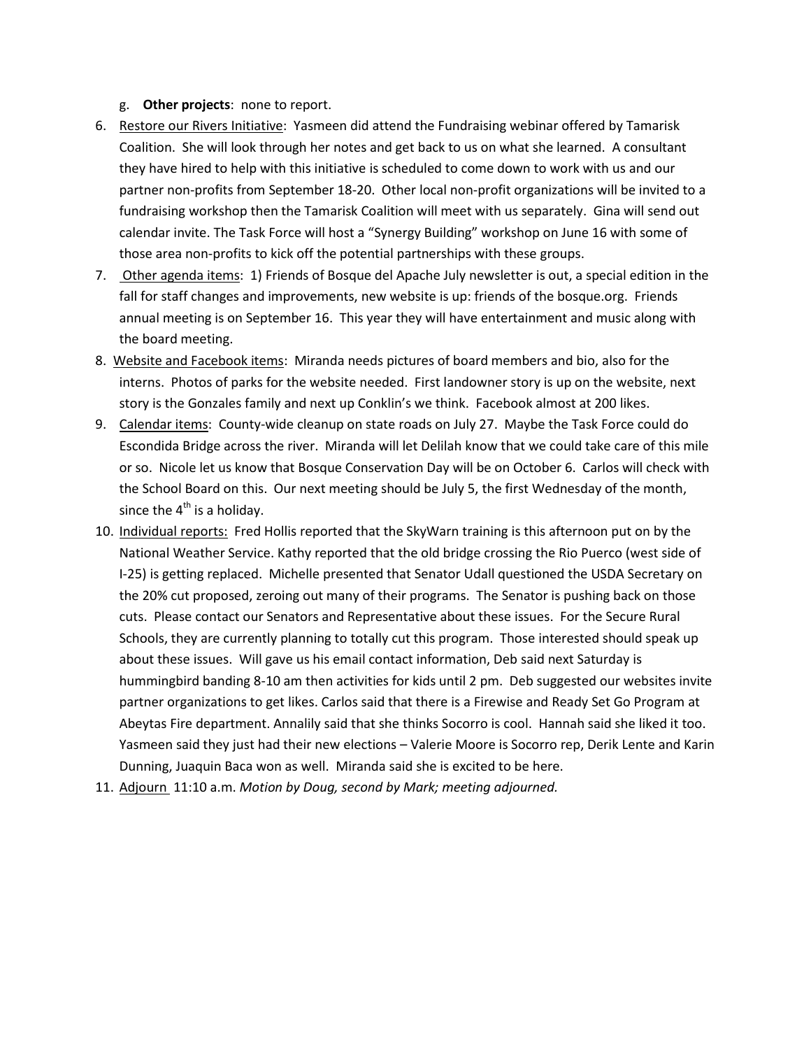g. **Other projects**: none to report.

6. Restore our Rivers Initiative: Yasmeen did attend the Fundraising webinar offered by Tamarisk Coalition. She will look through her notes and get back to us on what she learned. A consultant they have hired to help with this initiative is scheduled to come down to work with us and our partner non-profits from September 18-20. Other local non-profit organizations will be invited to a fundraising workshop then the Tamarisk Coalition will meet with us separately. Gina will send out calendar invite. The Task Force will host a "Synergy Building" workshop on June 16 with some of those area non-profits to kick off the potential partnerships with these groups.
7. Other agenda items: 1) Friends of Bosque del Apache July newsletter is out, a special edition in the fall for staff changes and improvements, new website is up: friends of the bosque.org. Friends annual meeting is on September 16. This year they will have entertainment and music along with the board meeting.
8. Website and Facebook items: Miranda needs pictures of board members and bio, also for the interns. Photos of parks for the website needed. First landowner story is up on the website, next story is the Gonzales family and next up Conklin's we think. Facebook almost at 200 likes.
9. Calendar items: County-wide cleanup on state roads on July 27. Maybe the Task Force could do Escondida Bridge across the river. Miranda will let Delilah know that we could take care of this mile or so. Nicole let us know that Bosque Conservation Day will be on October 6. Carlos will check with the School Board on this. Our next meeting should be July 5, the first Wednesday of the month, since the 4th is a holiday.
10. Individual reports: Fred Hollis reported that the SkyWarn training is this afternoon put on by the National Weather Service. Kathy reported that the old bridge crossing the Rio Puerco (west side of I-25) is getting replaced. Michelle presented that Senator Udall questioned the USDA Secretary on the 20% cut proposed, zeroing out many of their programs. The Senator is pushing back on those cuts. Please contact our Senators and Representative about these issues. For the Secure Rural Schools, they are currently planning to totally cut this program. Those interested should speak up about these issues. Will gave us his email contact information, Deb said next Saturday is hummingbird banding 8-10 am then activities for kids until 2 pm. Deb suggested our websites invite partner organizations to get likes. Carlos said that there is a Firewise and Ready Set Go Program at Abeytas Fire department. Annalily said that she thinks Socorro is cool. Hannah said she liked it too. Yasmeen said they just had their new elections – Valerie Moore is Socorro rep, Derik Lente and Karin Dunning, Juaquin Baca won as well. Miranda said she is excited to be here.
11. Adjourn 11:10 a.m. *Motion by Doug, second by Mark; meeting adjourned.*